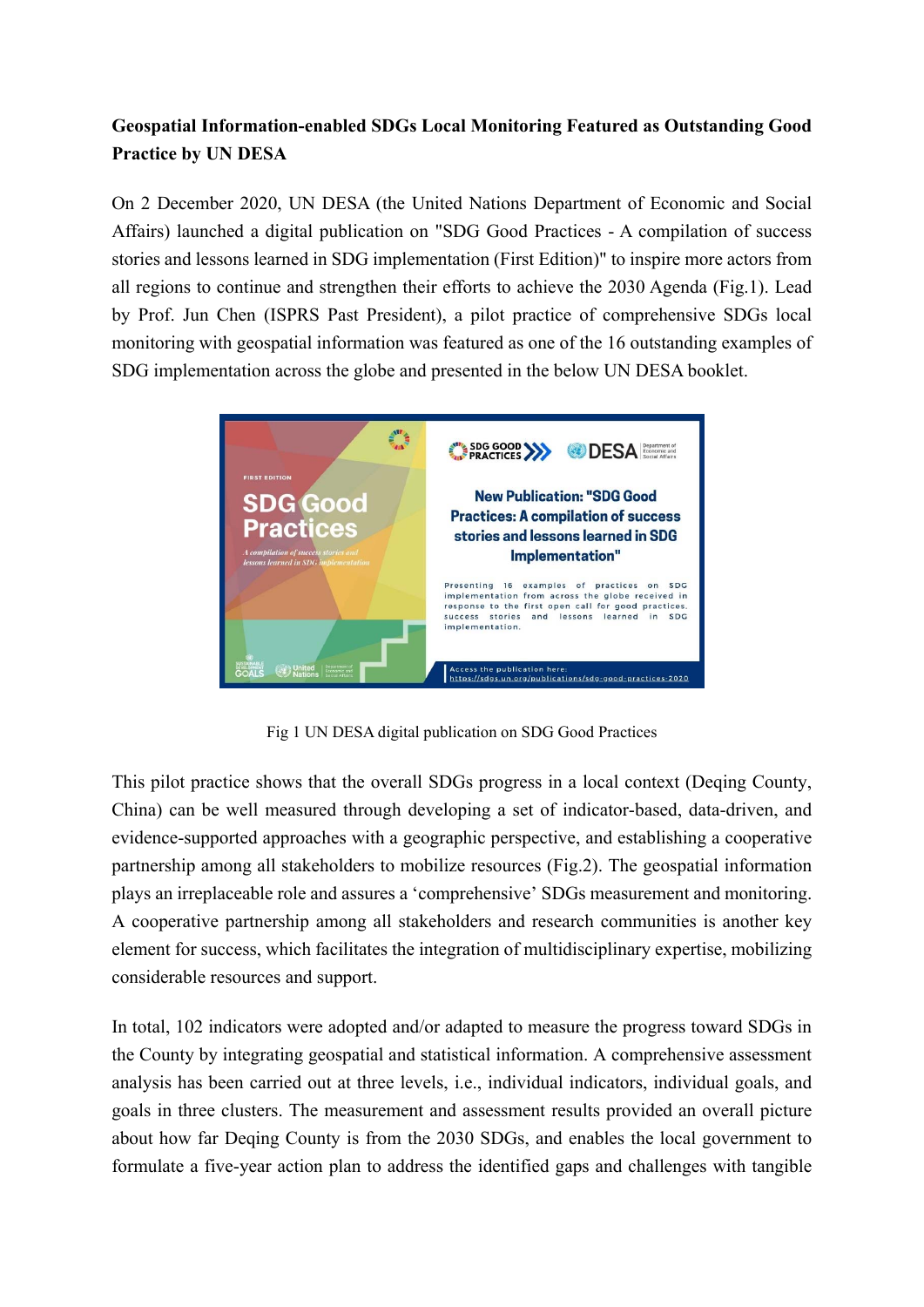**Geospatial Information-enabled SDGs Local Monitoring Featured as Outstanding Good Practice by UN DESA**

On 2 December 2020, UN DESA (the United Nations Department of Economic and Social Affairs) launched a digital publication on "SDG Good Practices - A compilation of success stories and lessons learned in SDG implementation (First Edition)" to inspire more actors from all regions to continue and strengthen their efforts to achieve the 2030 Agenda (Fig.1). Lead by Prof. Jun Chen (ISPRS Past President), a pilot practice of comprehensive SDGs local monitoring with geospatial information was featured as one of the 16 outstanding examples of SDG implementation across the globe and presented in the below UN DESA booklet.

Fig 1 UN DESA digital publication on SDG Good Practices

This pilot practice shows that the overall SDGs progress in a local context (Deqing County, China) can be well measured through developing a set of indicator-based, data-driven, and evidence-supported approaches with a geographic perspective, and establishing a cooperative partnership among all stakeholders to mobilize resources (Fig.2). The geospatial information plays an irreplaceable role and assures a 'comprehensive' SDGs measurement and monitoring. A cooperative partnership among all stakeholders and research communities is another key element for success, which facilitates the integration of multidisciplinary expertise, mobilizing considerable resources and support.

In total, 102 indicators were adopted and/or adapted to measure the progress toward SDGs in the County by integrating geospatial and statistical information. A comprehensive assessment analysis has been carried out at three levels, i.e., individual indicators, individual goals, and goals in three clusters. The measurement and assessment results provided an overall picture about how far Deqing County is from the 2030 SDGs, and enables the local government to formulate a five-year action plan to address the identified gaps and challenges with tangible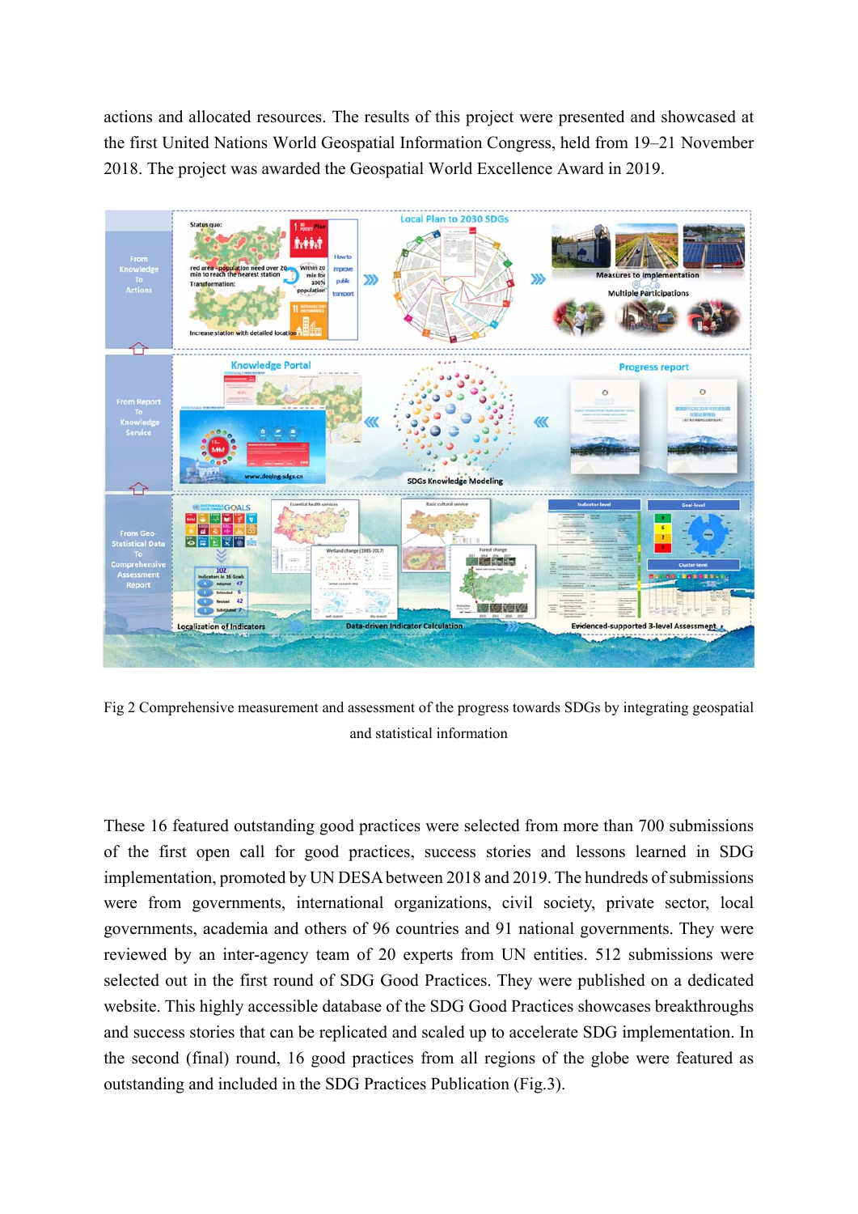actions and allocated resources. The results of this project were presented and showcased at the first United Nations World Geospatial Information Congress, held from 19–21 November 2018. The project was awarded the Geospatial World Excellence Award in 2019.

Fig 2 Comprehensive measurement and assessment of the progress towards SDGs by integrating geospatial and statistical information

These 16 featured outstanding good practices were selected from more than 700 submissions of the first open call for good practices, success stories and lessons learned in SDG implementation, promoted by UN DESA between 2018 and 2019. The hundreds of submissions were from governments, international organizations, civil society, private sector, local governments, academia and others of 96 countries and 91 national governments. They were reviewed by an inter-agency team of 20 experts from UN entities. 512 submissions were selected out in the first round of SDG Good Practices. They were published on a dedicated website. This highly accessible database of the SDG Good Practices showcases breakthroughs and success stories that can be replicated and scaled up to accelerate SDG implementation. In the second (final) round, 16 good practices from all regions of the globe were featured as outstanding and included in the SDG Practices Publication (Fig.3).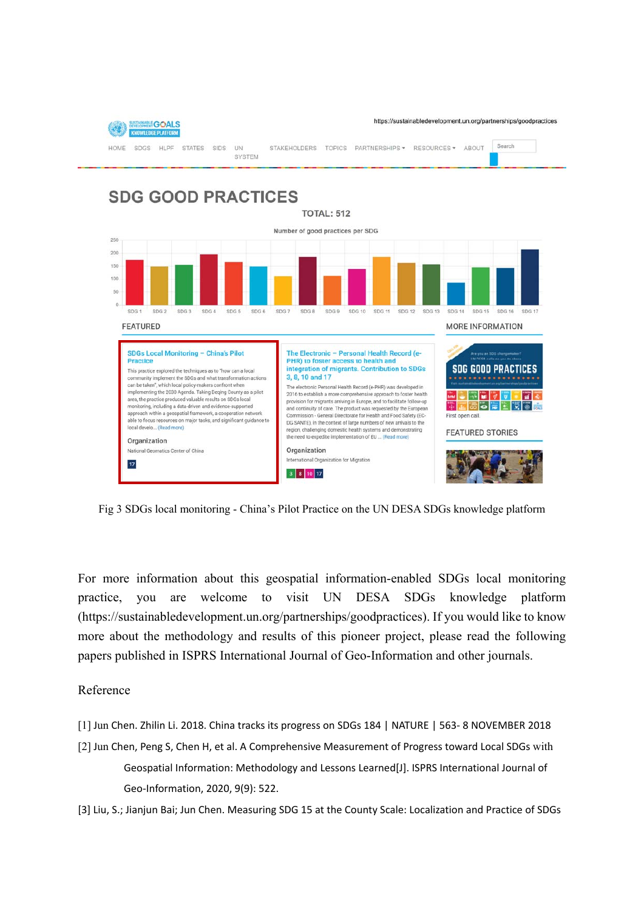Fig 3 SDGs local monitoring - China's Pilot Practice on the UN DESA SDGs knowledge platform

For more information about this geospatial information-enabled SDGs local monitoring practice, you are welcome to visit UN DESA SDGs knowledge platform (https://sustainabledevelopment.un.org/partnerships/goodpractices). If you would like to know more about the methodology and results of this pioneer project, please read the following papers published in ISPRS International Journal of Geo-Information and other journals.

Reference

[1] Jun Chen. Zhilin Li. 2018. China tracks its progress on SDGs 184 | NATURE | 563- 8 NOVEMBER 2018

[2] Jun Chen, Peng S, Chen H, et al. A Comprehensive Measurement of Progress toward Local SDGs with Geospatial Information: Methodology and Lessons Learned[J]. ISPRS International Journal of Geo-Information, 2020, 9(9): 522.

[3] Liu, S.; Jianjun Bai; Jun Chen. Measuring SDG 15 at the County Scale: Localization and Practice of SDGs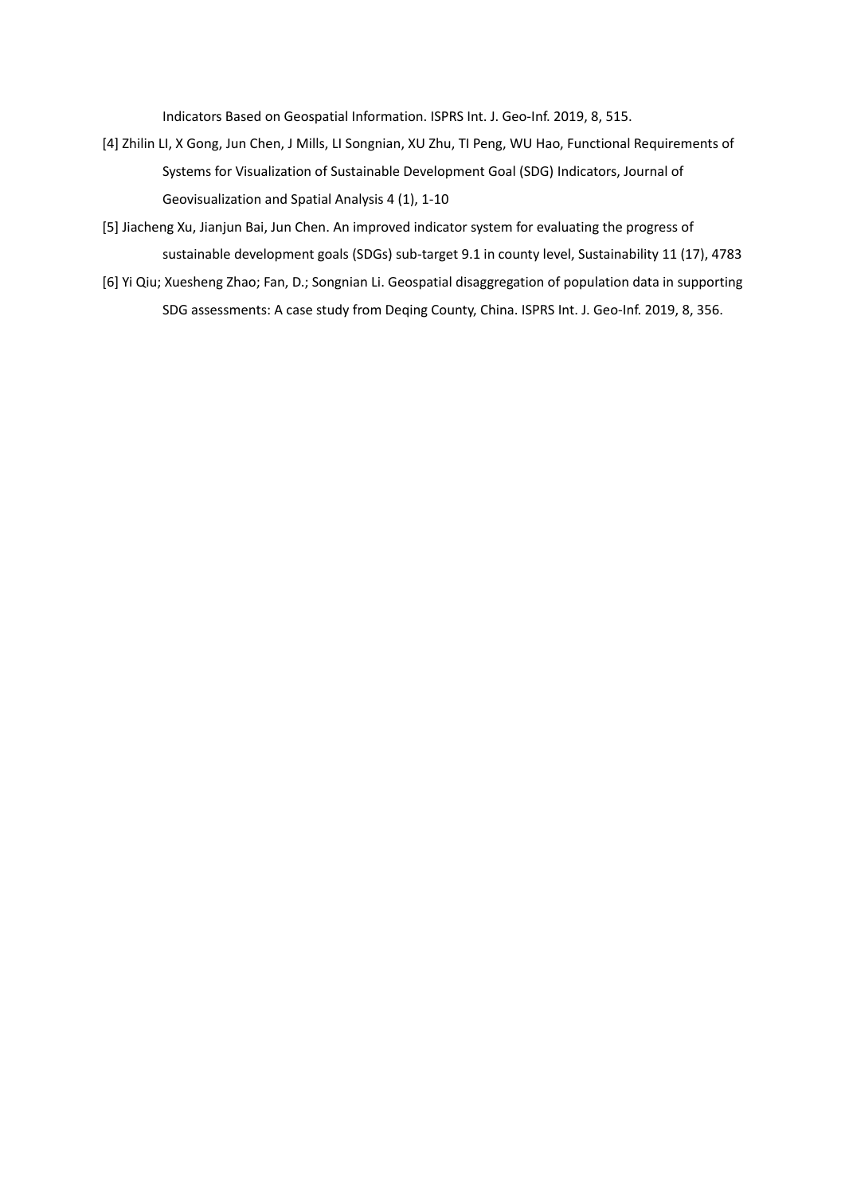Indicators Based on Geospatial Information. ISPRS Int. J. Geo-Inf. 2019, 8, 515.

[4] Zhilin LI, X Gong, Jun Chen, J Mills, LI Songnian, XU Zhu, TI Peng, WU Hao, Functional Requirements of Systems for Visualization of Sustainable Development Goal (SDG) Indicators, Journal of Geovisualization and Spatial Analysis 4 (1), 1-10

[5] Jiacheng Xu, Jianjun Bai, Jun Chen. An improved indicator system for evaluating the progress of sustainable development goals (SDGs) sub-target 9.1 in county level, Sustainability 11 (17), 4783

[6] Yi Qiu; Xuesheng Zhao; Fan, D.; Songnian Li. Geospatial disaggregation of population data in supporting SDG assessments: A case study from Deqing County, China. ISPRS Int. J. Geo-Inf. 2019, 8, 356.